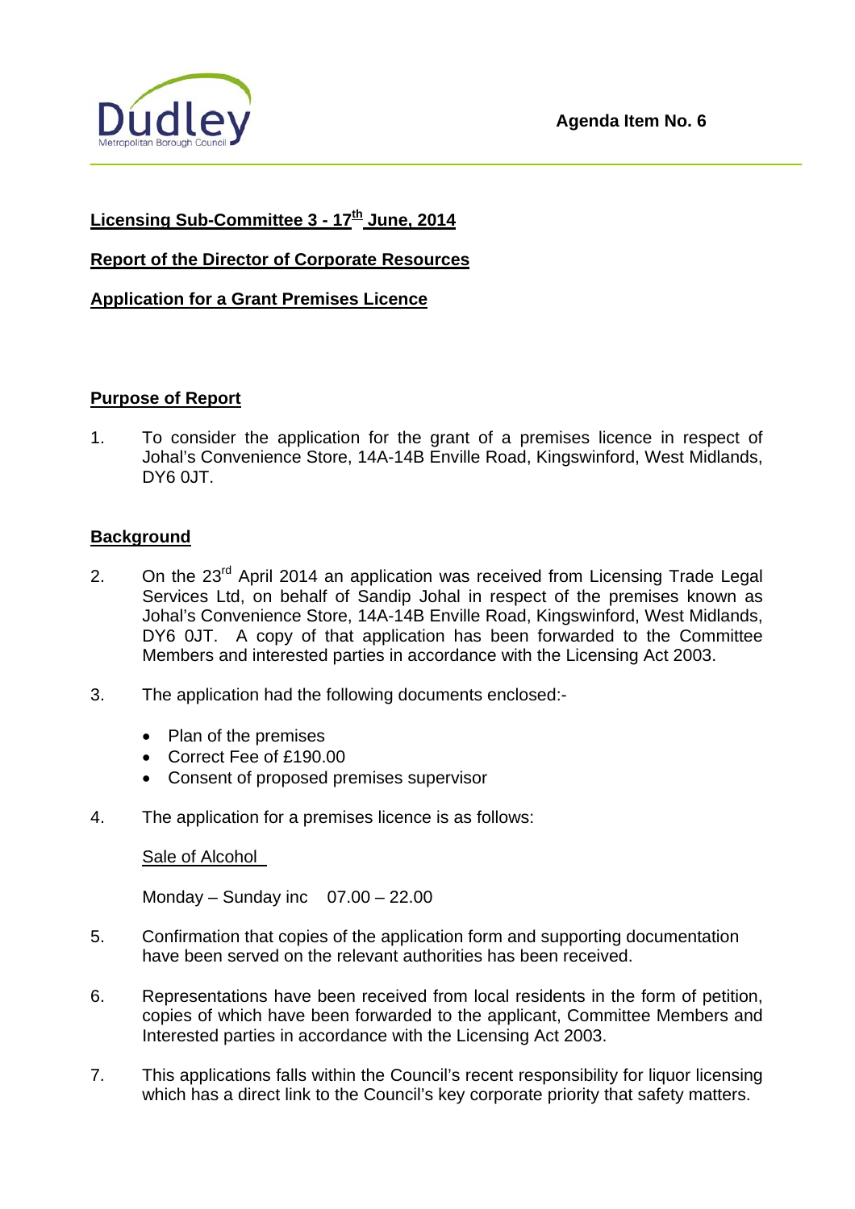**Agenda Item No. 6**

## Licensing Sub-Committee 3 - 17th June, 2014

## Report of the Director of Corporate Resources

## Application for a Grant Premises Licence

### Purpose of Report

1. To consider the application for the grant of a premises licence in respect of Johal's Convenience Store, 14A-14B Enville Road, Kingswinford, West Midlands, DY6 0JT.

### Background

2. On the 23rd April 2014 an application was received from Licensing Trade Legal Services Ltd, on behalf of Sandip Johal in respect of the premises known as Johal's Convenience Store, 14A-14B Enville Road, Kingswinford, West Midlands, DY6 0JT. A copy of that application has been forwarded to the Committee Members and interested parties in accordance with the Licensing Act 2003.

3. The application had the following documents enclosed:-

   - Plan of the premises
   - Correct Fee of £190.00
   - Consent of proposed premises supervisor

4. The application for a premises licence is as follows:

   Sale of Alcohol

   Monday – Sunday inc 07.00 – 22.00

5. Confirmation that copies of the application form and supporting documentation have been served on the relevant authorities has been received.

6. Representations have been received from local residents in the form of petition, copies of which have been forwarded to the applicant, Committee Members and Interested parties in accordance with the Licensing Act 2003.

7. This applications falls within the Council's recent responsibility for liquor licensing which has a direct link to the Council's key corporate priority that safety matters.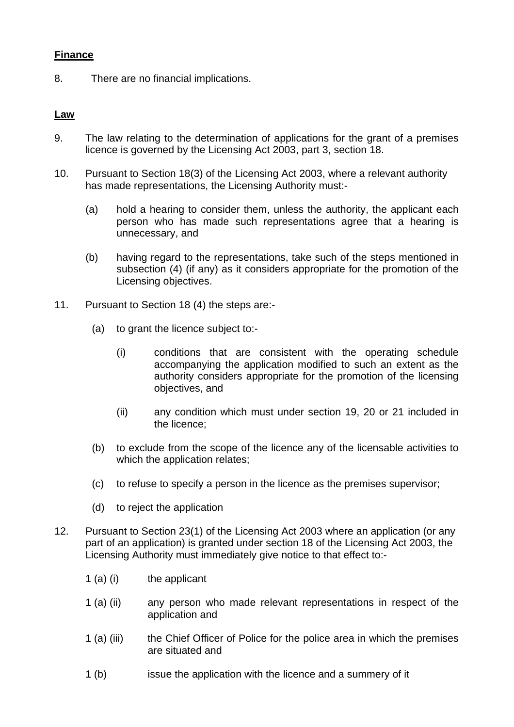**Finance**

8. There are no financial implications.

**Law**

9. The law relating to the determination of applications for the grant of a premises licence is governed by the Licensing Act 2003, part 3, section 18.

10. Pursuant to Section 18(3) of the Licensing Act 2003, where a relevant authority has made representations, the Licensing Authority must:-

    (a) hold a hearing to consider them, unless the authority, the applicant each person who has made such representations agree that a hearing is unnecessary, and

    (b) having regard to the representations, take such of the steps mentioned in subsection (4) (if any) as it considers appropriate for the promotion of the Licensing objectives.

11. Pursuant to Section 18 (4) the steps are:-

    (a) to grant the licence subject to:-

        (i) conditions that are consistent with the operating schedule accompanying the application modified to such an extent as the authority considers appropriate for the promotion of the licensing objectives, and

        (ii) any condition which must under section 19, 20 or 21 included in the licence;

    (b) to exclude from the scope of the licence any of the licensable activities to which the application relates;

    (c) to refuse to specify a person in the licence as the premises supervisor;

    (d) to reject the application

12. Pursuant to Section 23(1) of the Licensing Act 2003 where an application (or any part of an application) is granted under section 18 of the Licensing Act 2003, the Licensing Authority must immediately give notice to that effect to:-

    1 (a) (i) the applicant

    1 (a) (ii) any person who made relevant representations in respect of the application and

    1 (a) (iii) the Chief Officer of Police for the police area in which the premises are situated and

    1 (b) issue the application with the licence and a summery of it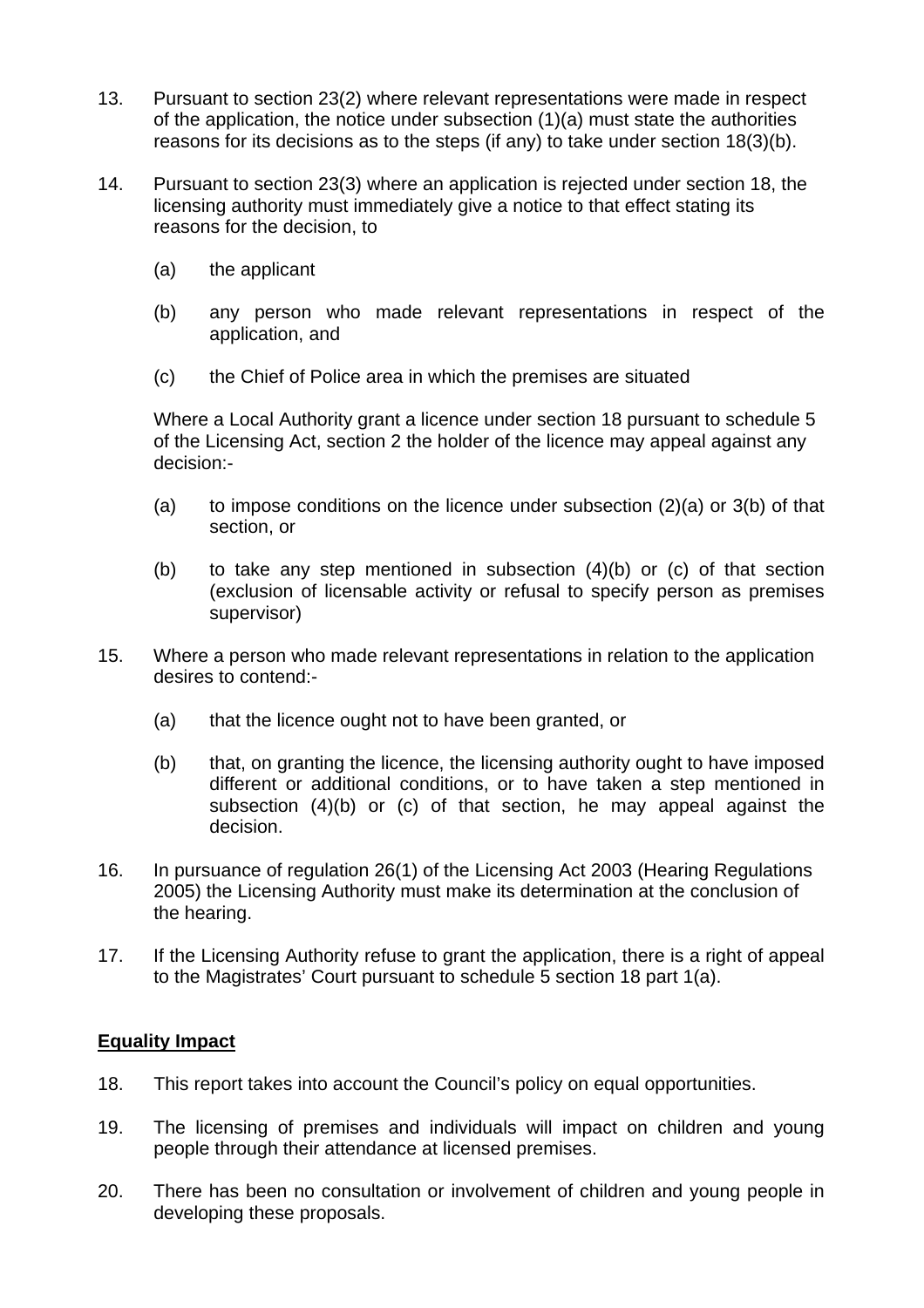13. Pursuant to section 23(2) where relevant representations were made in respect of the application, the notice under subsection (1)(a) must state the authorities reasons for its decisions as to the steps (if any) to take under section 18(3)(b).

14. Pursuant to section 23(3) where an application is rejected under section 18, the licensing authority must immediately give a notice to that effect stating its reasons for the decision, to

    (a) the applicant

    (b) any person who made relevant representations in respect of the application, and

    (c) the Chief of Police area in which the premises are situated

    Where a Local Authority grant a licence under section 18 pursuant to schedule 5 of the Licensing Act, section 2 the holder of the licence may appeal against any decision:-

    (a) to impose conditions on the licence under subsection (2)(a) or 3(b) of that section, or

    (b) to take any step mentioned in subsection (4)(b) or (c) of that section (exclusion of licensable activity or refusal to specify person as premises supervisor)

15. Where a person who made relevant representations in relation to the application desires to contend:-

    (a) that the licence ought not to have been granted, or

    (b) that, on granting the licence, the licensing authority ought to have imposed different or additional conditions, or to have taken a step mentioned in subsection (4)(b) or (c) of that section, he may appeal against the decision.

16. In pursuance of regulation 26(1) of the Licensing Act 2003 (Hearing Regulations 2005) the Licensing Authority must make its determination at the conclusion of the hearing.

17. If the Licensing Authority refuse to grant the application, there is a right of appeal to the Magistrates' Court pursuant to schedule 5 section 18 part 1(a).

**Equality Impact**

18. This report takes into account the Council's policy on equal opportunities.

19. The licensing of premises and individuals will impact on children and young people through their attendance at licensed premises.

20. There has been no consultation or involvement of children and young people in developing these proposals.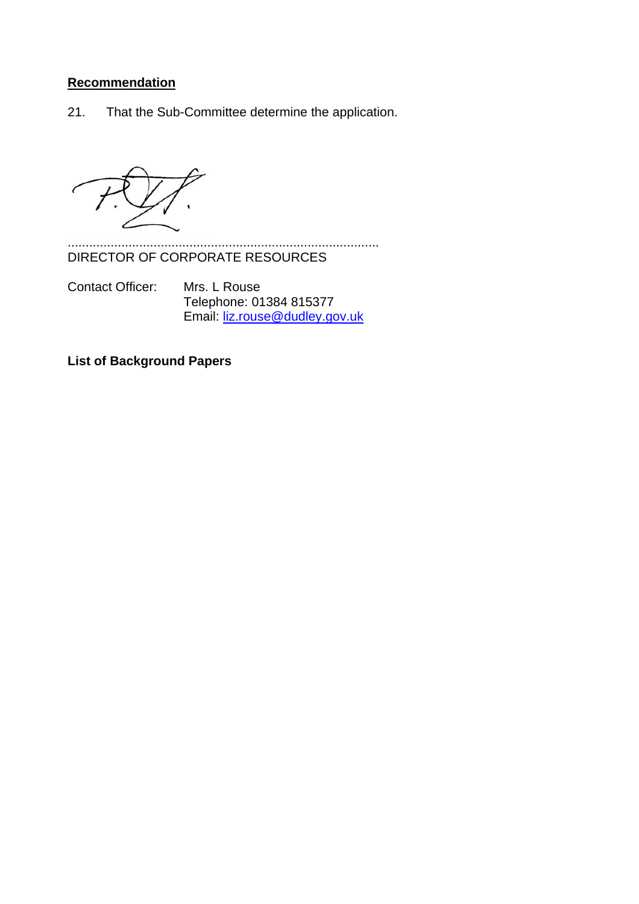**Recommendation**

21. That the Sub-Committee determine the application.

.......................................................................................
DIRECTOR OF CORPORATE RESOURCES

Contact Officer: Mrs. L Rouse
Telephone: 01384 815377
Email: liz.rouse@dudley.gov.uk

**List of Background Papers**